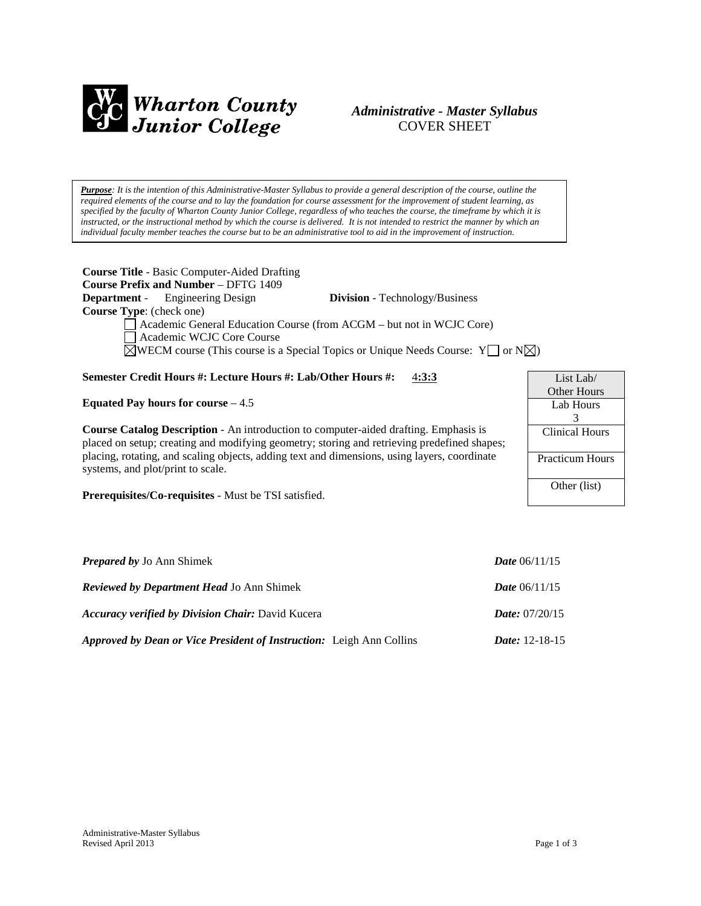**Wharton County Junior College**

# *Administrative - Master Syllabus*
COVER SHEET

***Purpose**: It is the intention of this Administrative-Master Syllabus to provide a general description of the course, outline the required elements of the course and to lay the foundation for course assessment for the improvement of student learning, as specified by the faculty of Wharton County Junior College, regardless of who teaches the course, the timeframe by which it is instructed, or the instructional method by which the course is delivered. It is not intended to restrict the manner by which an individual faculty member teaches the course but to be an administrative tool to aid in the improvement of instruction.*

**Course Title** - Basic Computer-Aided Drafting
**Course Prefix and Number** – DFTG 1409
**Department** - Engineering Design **Division** - Technology/Business
**Course Type**: (check one)

☐ Academic General Education Course (from ACGM – but not in WCJC Core)
☐ Academic WCJC Core Course
☒ WECM course (This course is a Special Topics or Unique Needs Course: Y☐ or N☒)

**Semester Credit Hours #: Lecture Hours #: Lab/Other Hours #:** 4**:3:3**

**Equated Pay hours for course** – 4.5

**Course Catalog Description** - An introduction to computer-aided drafting. Emphasis is placed on setup; creating and modifying geometry; storing and retrieving predefined shapes; placing, rotating, and scaling objects, adding text and dimensions, using layers, coordinate systems, and plot/print to scale.

**Prerequisites/Co-requisites** - Must be TSI satisfied.

| List Lab/ Other Hours |
|---|
| Lab Hours 3 |
| Clinical Hours |
| Practicum Hours |
| Other (list) |

***Prepared by*** Jo Ann Shimek ***Date*** 06/11/15

***Reviewed by Department Head*** Jo Ann Shimek ***Date*** 06/11/15

***Accuracy verified by Division Chair:*** David Kucera ***Date:*** 07/20/15

***Approved by Dean or Vice President of Instruction:*** Leigh Ann Collins ***Date:*** 12-18-15

Administrative-Master Syllabus
Revised April 2013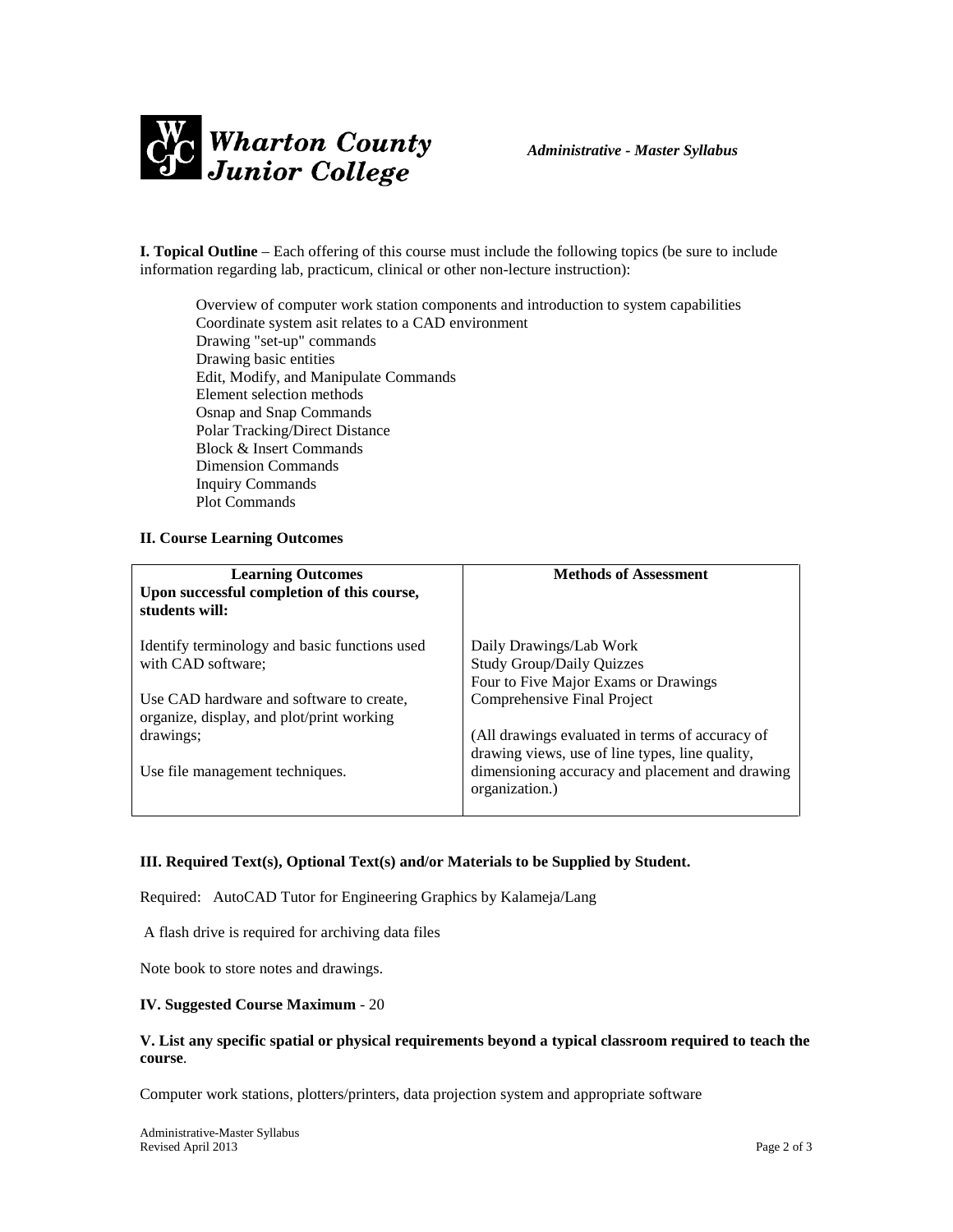**I. Topical Outline** – Each offering of this course must include the following topics (be sure to include information regarding lab, practicum, clinical or other non-lecture instruction):

Overview of computer work station components and introduction to system capabilities
Coordinate system asit relates to a CAD environment
Drawing "set-up" commands
Drawing basic entities
Edit, Modify, and Manipulate Commands
Element selection methods
Osnap and Snap Commands
Polar Tracking/Direct Distance
Block & Insert Commands
Dimension Commands
Inquiry Commands
Plot Commands

**II. Course Learning Outcomes**

| **Learning Outcomes** **Upon successful completion of this course, students will:** | **Methods of Assessment** |
|---|---|
| Identify terminology and basic functions used with CAD software;<br><br>Use CAD hardware and software to create, organize, display, and plot/print working drawings;<br><br>Use file management techniques. | Daily Drawings/Lab Work<br>Study Group/Daily Quizzes<br>Four to Five Major Exams or Drawings<br>Comprehensive Final Project<br><br>(All drawings evaluated in terms of accuracy of drawing views, use of line types, line quality, dimensioning accuracy and placement and drawing organization.) |

**III. Required Text(s), Optional Text(s) and/or Materials to be Supplied by Student.**

Required: AutoCAD Tutor for Engineering Graphics by Kalameja/Lang

A flash drive is required for archiving data files

Note book to store notes and drawings.

**IV. Suggested Course Maximum** - 20

**V. List any specific spatial or physical requirements beyond a typical classroom required to teach the course**.

Computer work stations, plotters/printers, data projection system and appropriate software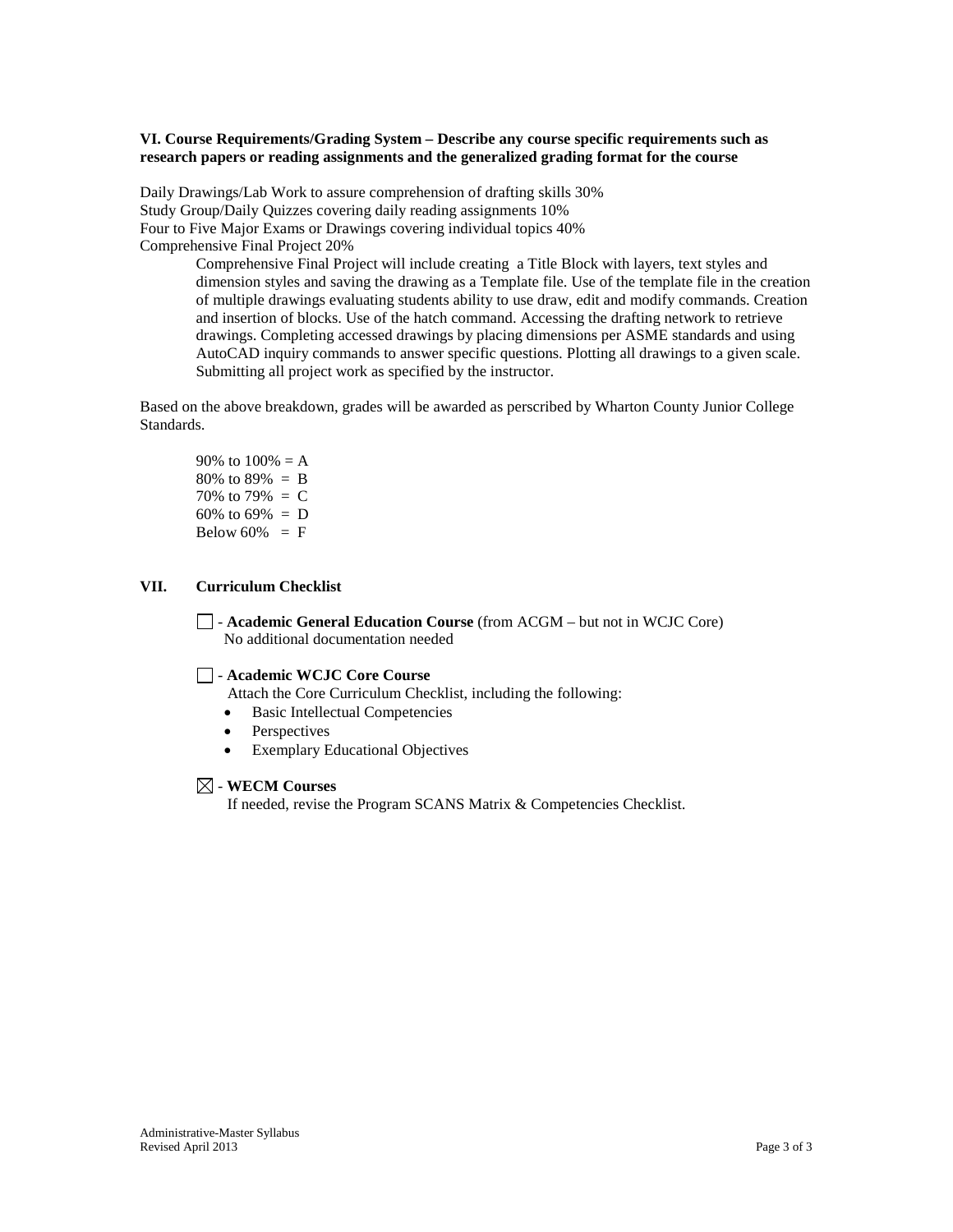**VI. Course Requirements/Grading System – Describe any course specific requirements such as research papers or reading assignments and the generalized grading format for the course**

Daily Drawings/Lab Work to assure comprehension of drafting skills 30%
Study Group/Daily Quizzes covering daily reading assignments 10%
Four to Five Major Exams or Drawings covering individual topics 40%
Comprehensive Final Project 20%

> Comprehensive Final Project will include creating a Title Block with layers, text styles and dimension styles and saving the drawing as a Template file. Use of the template file in the creation of multiple drawings evaluating students ability to use draw, edit and modify commands. Creation and insertion of blocks. Use of the hatch command. Accessing the drafting network to retrieve drawings. Completing accessed drawings by placing dimensions per ASME standards and using AutoCAD inquiry commands to answer specific questions. Plotting all drawings to a given scale. Submitting all project work as specified by the instructor.

Based on the above breakdown, grades will be awarded as perscribed by Wharton County Junior College Standards.

90% to 100% = A
80% to 89% = B
70% to 79% = C
60% to 69% = D
Below 60% = F

## VII. Curriculum Checklist

☐ - **Academic General Education Course** (from ACGM – but not in WCJC Core)
No additional documentation needed

☐ - **Academic WCJC Core Course**
Attach the Core Curriculum Checklist, including the following:

- Basic Intellectual Competencies
- Perspectives
- Exemplary Educational Objectives

☒ - **WECM Courses**
If needed, revise the Program SCANS Matrix & Competencies Checklist.

Administrative-Master Syllabus
Revised April 2013